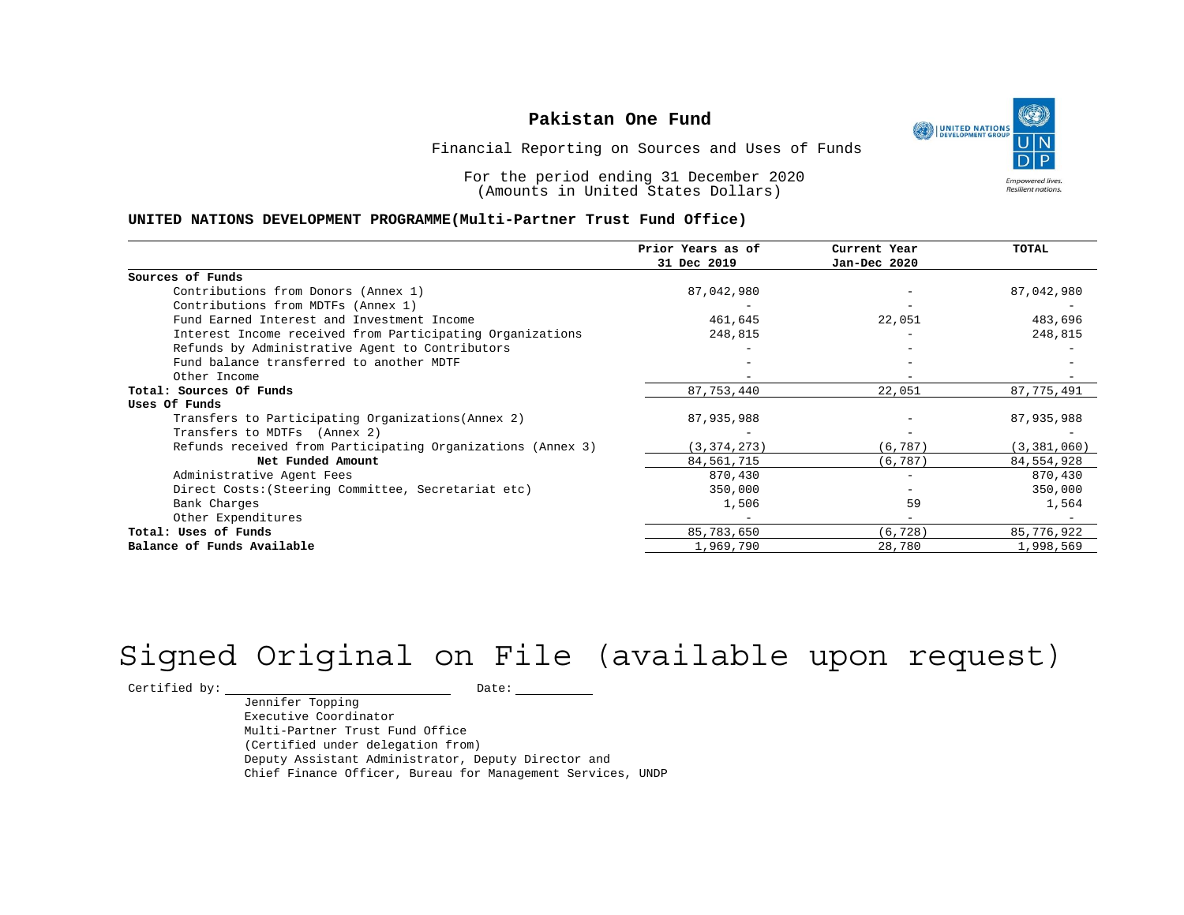# Pakistan One Fund

Financial Reporting on Sources and Uses of Funds

For the period ending 31 December 2020
(Amounts in United States Dollars)

**UNITED NATIONS DEVELOPMENT PROGRAMME(Multi-Partner Trust Fund Office)**

| | Prior Years as of 31 Dec 2019 | Current Year Jan-Dec 2020 | TOTAL |
|---|---|---|---|
| **Sources of Funds** | | | |
| Contributions from Donors (Annex 1) | 87,042,980 | - | 87,042,980 |
| Contributions from MDTFs (Annex 1) | - | - | - |
| Fund Earned Interest and Investment Income | 461,645 | 22,051 | 483,696 |
| Interest Income received from Participating Organizations | 248,815 | - | 248,815 |
| Refunds by Administrative Agent to Contributors | - | - | - |
| Fund balance transferred to another MDTF | - | - | - |
| Other Income | - | - | - |
| **Total: Sources Of Funds** | 87,753,440 | 22,051 | 87,775,491 |
| **Uses Of Funds** | | | |
| Transfers to Participating Organizations(Annex 2) | 87,935,988 | - | 87,935,988 |
| Transfers to MDTFs (Annex 2) | - | - | - |
| Refunds received from Participating Organizations (Annex 3) | (3,374,273) | (6,787) | (3,381,060) |
| **Net Funded Amount** | 84,561,715 | (6,787) | 84,554,928 |
| Administrative Agent Fees | 870,430 | - | 870,430 |
| Direct Costs:(Steering Committee, Secretariat etc) | 350,000 | - | 350,000 |
| Bank Charges | 1,506 | 59 | 1,564 |
| Other Expenditures | - | - | - |
| **Total: Uses of Funds** | 85,783,650 | (6,728) | 85,776,922 |
| **Balance of Funds Available** | 1,969,790 | 28,780 | 1,998,569 |

Signed Original on File (available upon request)

Certified by: ____________________ Date: __________

Jennifer Topping
Executive Coordinator
Multi-Partner Trust Fund Office
(Certified under delegation from)
Deputy Assistant Administrator, Deputy Director and
Chief Finance Officer, Bureau for Management Services, UNDP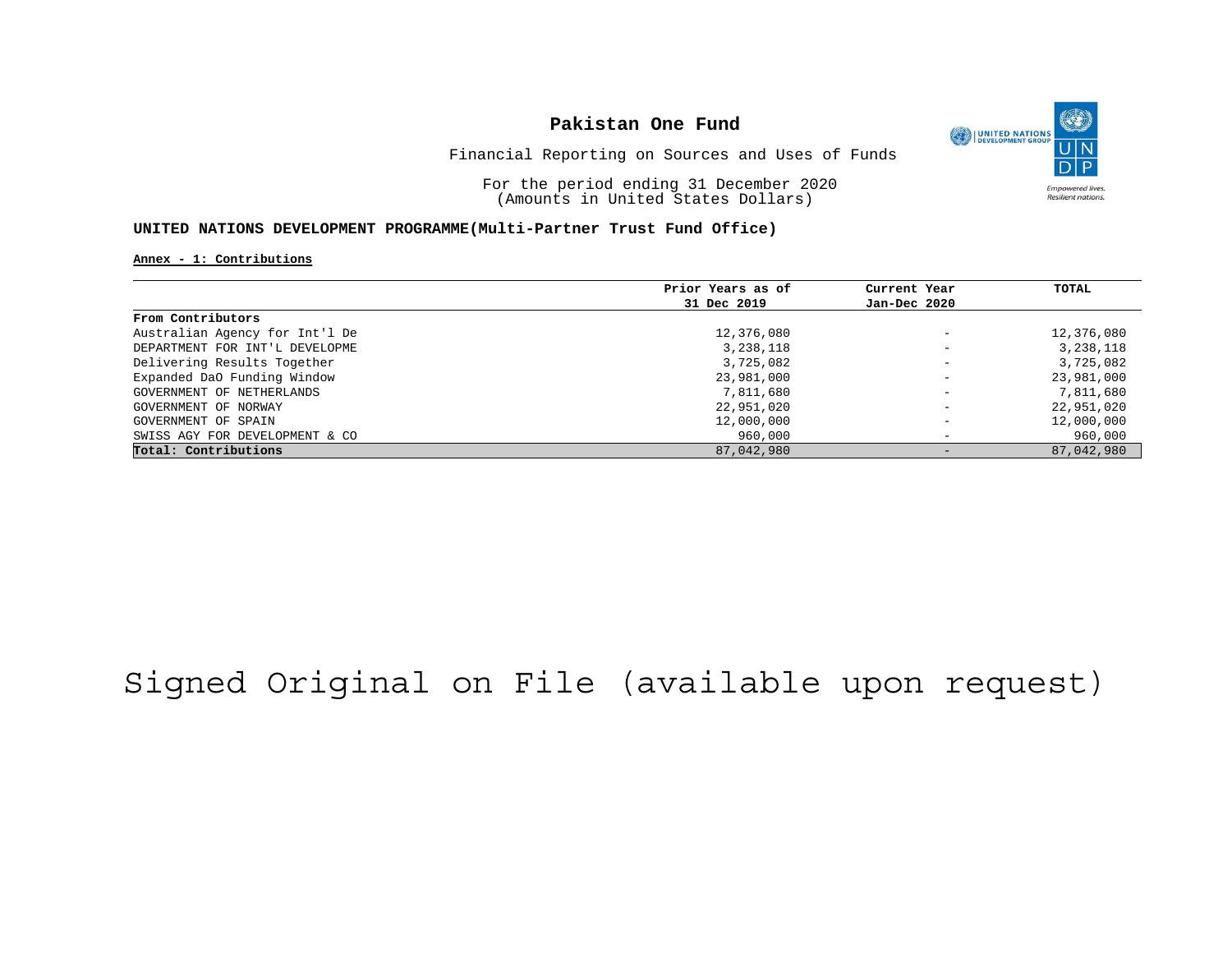# Pakistan One Fund

Financial Reporting on Sources and Uses of Funds

For the period ending 31 December 2020
(Amounts in United States Dollars)

**UNITED NATIONS DEVELOPMENT PROGRAMME(Multi-Partner Trust Fund Office)**

**Annex - 1: Contributions**

| | Prior Years as of 31 Dec 2019 | Current Year Jan-Dec 2020 | TOTAL |
|---|---|---|---|
| **From Contributors** | | | |
| Australian Agency for Int'l De | 12,376,080 | - | 12,376,080 |
| DEPARTMENT FOR INT'L DEVELOPME | 3,238,118 | - | 3,238,118 |
| Delivering Results Together | 3,725,082 | - | 3,725,082 |
| Expanded DaO Funding Window | 23,981,000 | - | 23,981,000 |
| GOVERNMENT OF NETHERLANDS | 7,811,680 | - | 7,811,680 |
| GOVERNMENT OF NORWAY | 22,951,020 | - | 22,951,020 |
| GOVERNMENT OF SPAIN | 12,000,000 | - | 12,000,000 |
| SWISS AGY FOR DEVELOPMENT & CO | 960,000 | - | 960,000 |
| **Total: Contributions** | 87,042,980 | - | 87,042,980 |

Signed Original on File (available upon request)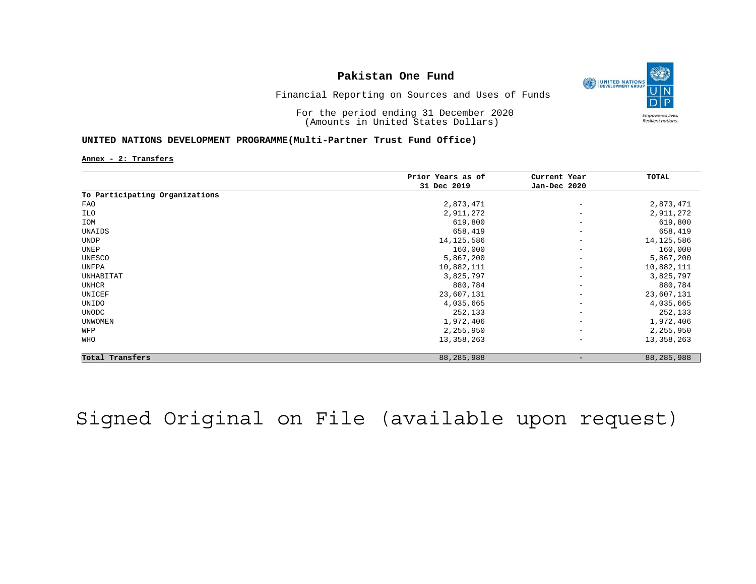**Pakistan One Fund**

Financial Reporting on Sources and Uses of Funds

For the period ending 31 December 2020
(Amounts in United States Dollars)

**UNITED NATIONS DEVELOPMENT PROGRAMME(Multi-Partner Trust Fund Office)**

**Annex - 2: Transfers**

| | Prior Years as of 31 Dec 2019 | Current Year Jan-Dec 2020 | TOTAL |
|---|---|---|---|
| **To Participating Organizations** | | | |
| FAO | 2,873,471 | - | 2,873,471 |
| ILO | 2,911,272 | - | 2,911,272 |
| IOM | 619,800 | - | 619,800 |
| UNAIDS | 658,419 | - | 658,419 |
| UNDP | 14,125,586 | - | 14,125,586 |
| UNEP | 160,000 | - | 160,000 |
| UNESCO | 5,867,200 | - | 5,867,200 |
| UNFPA | 10,882,111 | - | 10,882,111 |
| UNHABITAT | 3,825,797 | - | 3,825,797 |
| UNHCR | 880,784 | - | 880,784 |
| UNICEF | 23,607,131 | - | 23,607,131 |
| UNIDO | 4,035,665 | - | 4,035,665 |
| UNODC | 252,133 | - | 252,133 |
| UNWOMEN | 1,972,406 | - | 1,972,406 |
| WFP | 2,255,950 | - | 2,255,950 |
| WHO | 13,358,263 | - | 13,358,263 |
| **Total Transfers** | 88,285,988 | - | 88,285,988 |

Signed Original on File (available upon request)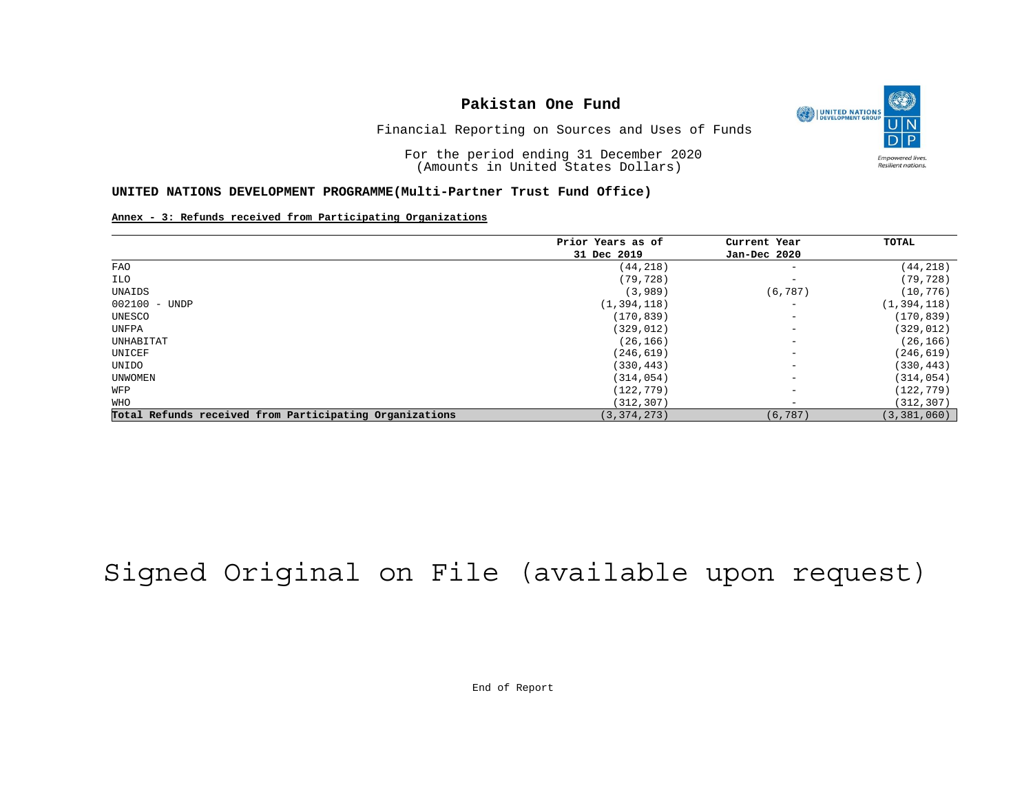# Pakistan One Fund

Financial Reporting on Sources and Uses of Funds

For the period ending 31 December 2020
(Amounts in United States Dollars)

**UNITED NATIONS DEVELOPMENT PROGRAMME(Multi-Partner Trust Fund Office)**

**Annex - 3: Refunds received from Participating Organizations**

| | Prior Years as of 31 Dec 2019 | Current Year Jan-Dec 2020 | TOTAL |
|---|---|---|---|
| FAO | (44,218) | - | (44,218) |
| ILO | (79,728) | - | (79,728) |
| UNAIDS | (3,989) | (6,787) | (10,776) |
| 002100 - UNDP | (1,394,118) | - | (1,394,118) |
| UNESCO | (170,839) | - | (170,839) |
| UNFPA | (329,012) | - | (329,012) |
| UNHABITAT | (26,166) | - | (26,166) |
| UNICEF | (246,619) | - | (246,619) |
| UNIDO | (330,443) | - | (330,443) |
| UNWOMEN | (314,054) | - | (314,054) |
| WFP | (122,779) | - | (122,779) |
| WHO | (312,307) | - | (312,307) |
| **Total Refunds received from Participating Organizations** | (3,374,273) | (6,787) | (3,381,060) |

Signed Original on File (available upon request)

End of Report